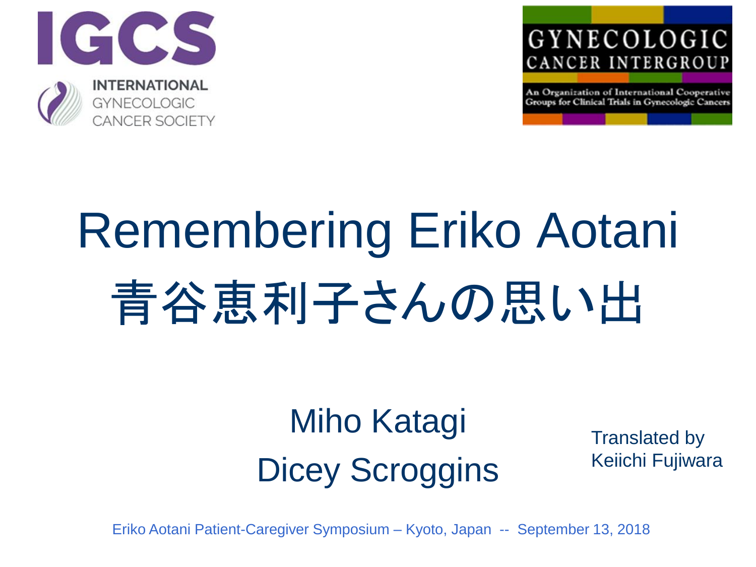IGCS

INTERNATIONAL GYNECOLOGIC CANCER SOCIETY

GYNECOLOGIC CANCER INTERGROUP

An Organization of International Cooperative Groups for Clinical Trials in Gynecologic Cancers

# Remembering Eriko Aotani

# 青谷恵利子さんの思い出

Miho Katagi

Dicey Scroggins

Translated by Keiichi Fujiwara

Eriko Aotani Patient-Caregiver Symposium – Kyoto, Japan -- September 13, 2018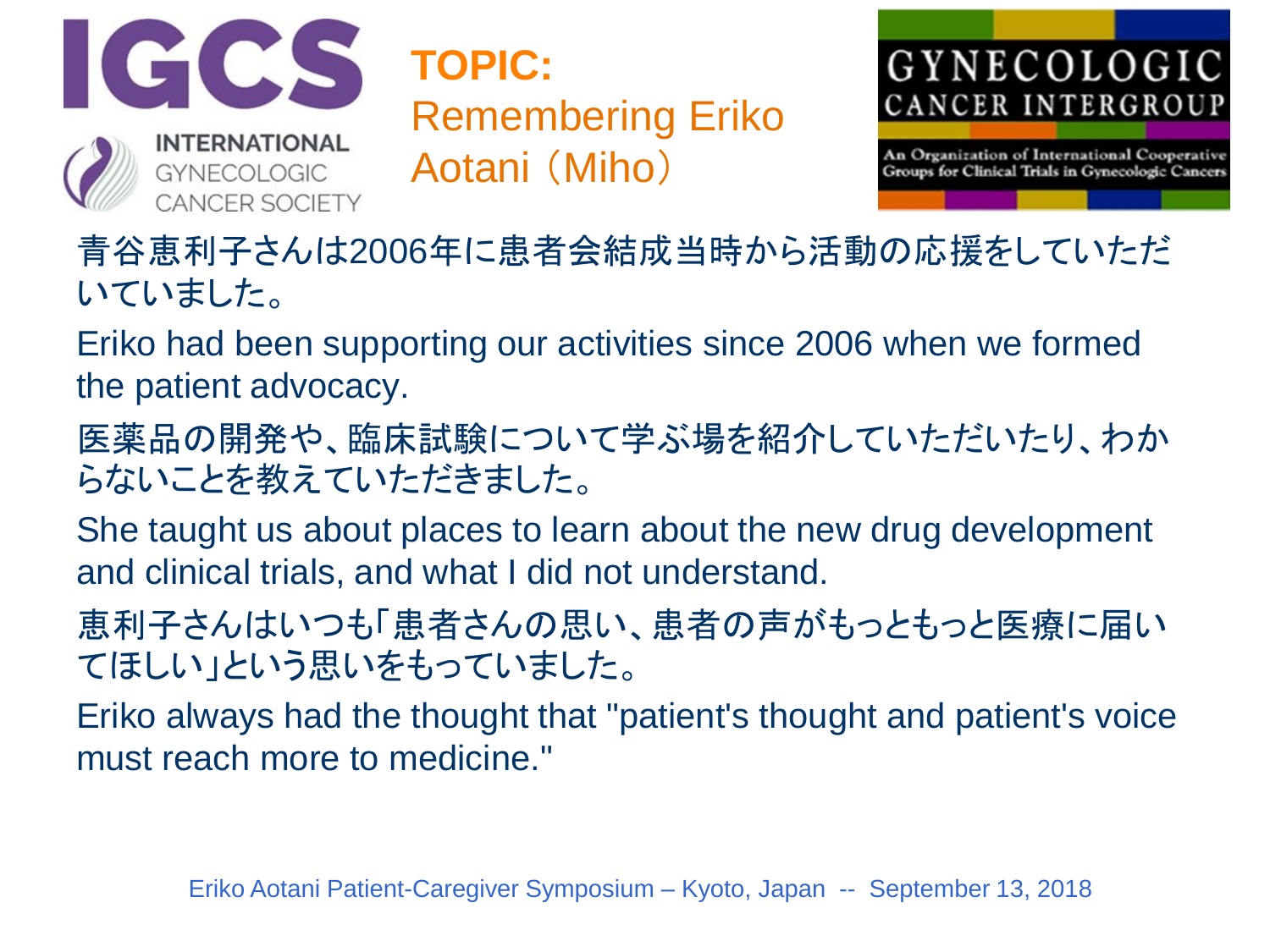**TOPIC:**
Remembering Eriko Aotani（Miho）

青谷恵利子さんは2006年に患者会結成当時から活動の応援をしていただいていました。

Eriko had been supporting our activities since 2006 when we formed the patient advocacy.

医薬品の開発や、臨床試験について学ぶ場を紹介していただいたり、わからないことを教えていただきました。

She taught us about places to learn about the new drug development and clinical trials, and what I did not understand.

恵利子さんはいつも「患者さんの思い、患者の声がもっともっと医療に届いてほしい」という思いをもっていました。

Eriko always had the thought that "patient's thought and patient's voice must reach more to medicine."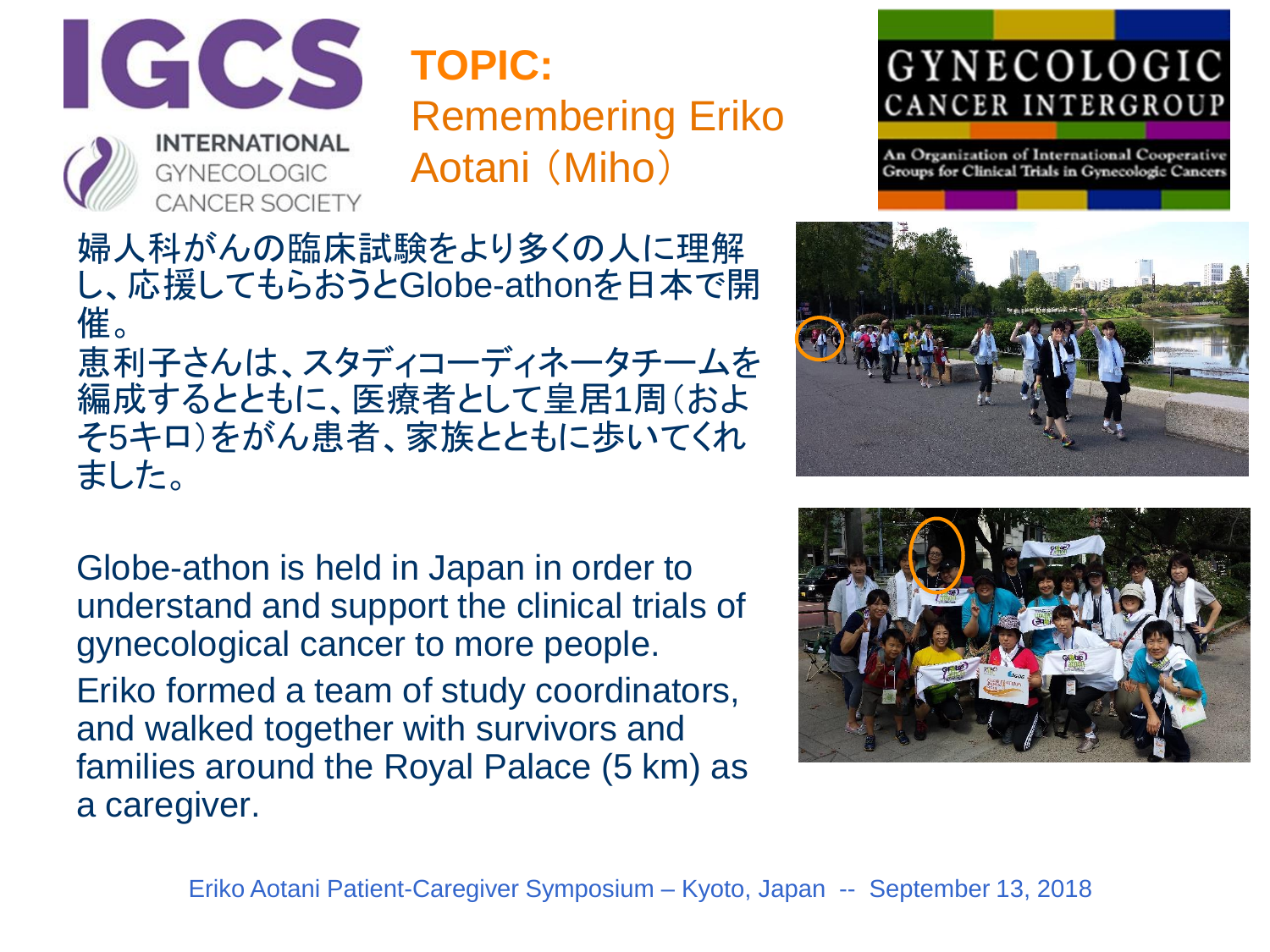**TOPIC:**
Remembering Eriko Aotani（Miho）

婦人科がんの臨床試験をより多くの人に理解し、応援してもらおうとGlobe-athonを日本で開催。
恵利子さんは、スタディコーディネータチームを編成するとともに、医療者として皇居1周（およそ5キロ）をがん患者、家族とともに歩いてくれました。

Globe-athon is held in Japan in order to understand and support the clinical trials of gynecological cancer to more people.

Eriko formed a team of study coordinators, and walked together with survivors and families around the Royal Palace (5 km) as a caregiver.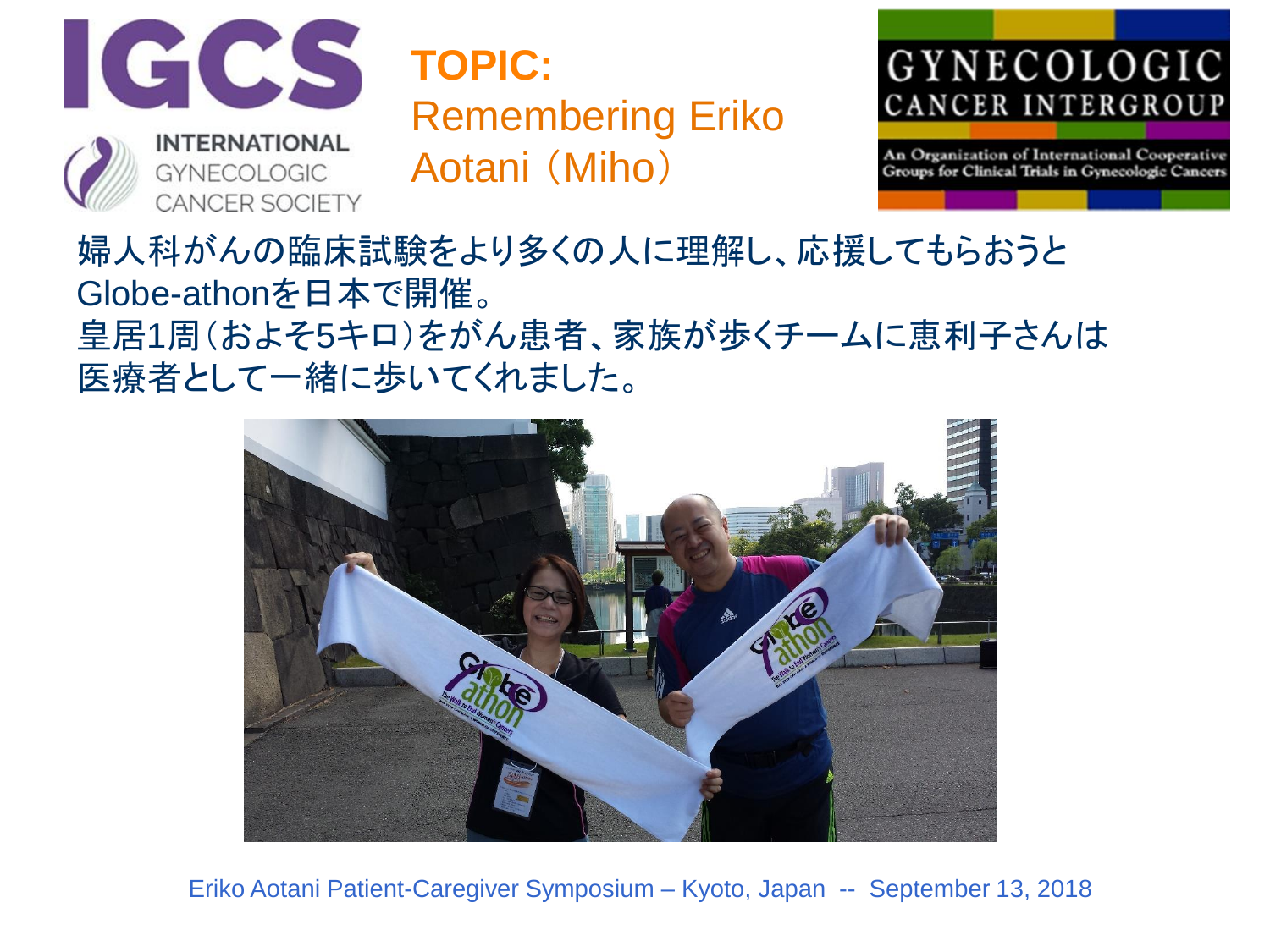IGCS

INTERNATIONAL GYNECOLOGIC CANCER SOCIETY

## TOPIC:
## Remembering Eriko Aotani（Miho）

GYNECOLOGIC CANCER INTERGROUP

An Organization of International Cooperative Groups for Clinical Trials in Gynecologic Cancers

婦人科がんの臨床試験をより多くの人に理解し、応援してもらおうとGlobe-athonを日本で開催。
皇居1周（およそ5キロ）をがん患者、家族が歩くチームに恵利子さんは医療者として一緒に歩いてくれました。

Eriko Aotani Patient-Caregiver Symposium – Kyoto, Japan -- September 13, 2018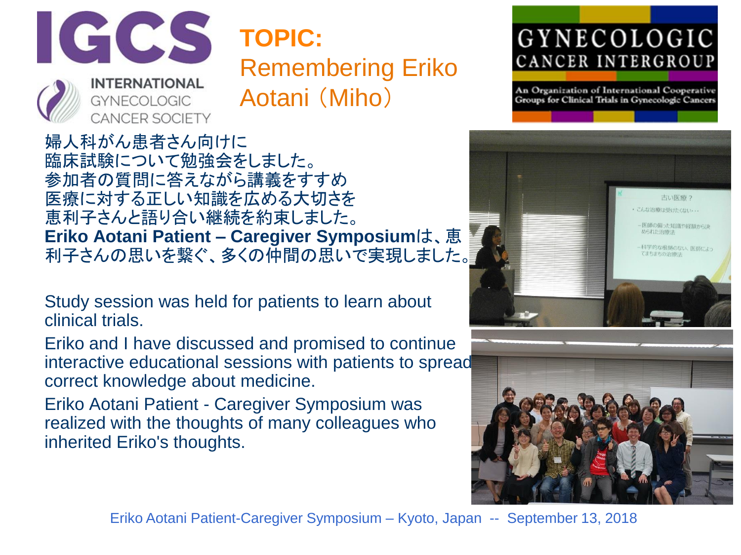**TOPIC:**
Remembering Eriko Aotani（Miho）

婦人科がん患者さん向けに
臨床試験について勉強会をしました。
参加者の質問に答えながら講義をすすめ
医療に対する正しい知識を広める大切さを
恵利子さんと語り合い継続を約束しました。
**Eriko Aotani Patient – Caregiver Symposium**は、恵利子さんの思いを繋ぐ、多くの仲間の思いで実現しました。

Study session was held for patients to learn about clinical trials.

Eriko and I have discussed and promised to continue interactive educational sessions with patients to spread correct knowledge about medicine.

Eriko Aotani Patient - Caregiver Symposium was realized with the thoughts of many colleagues who inherited Eriko's thoughts.

Eriko Aotani Patient-Caregiver Symposium – Kyoto, Japan -- September 13, 2018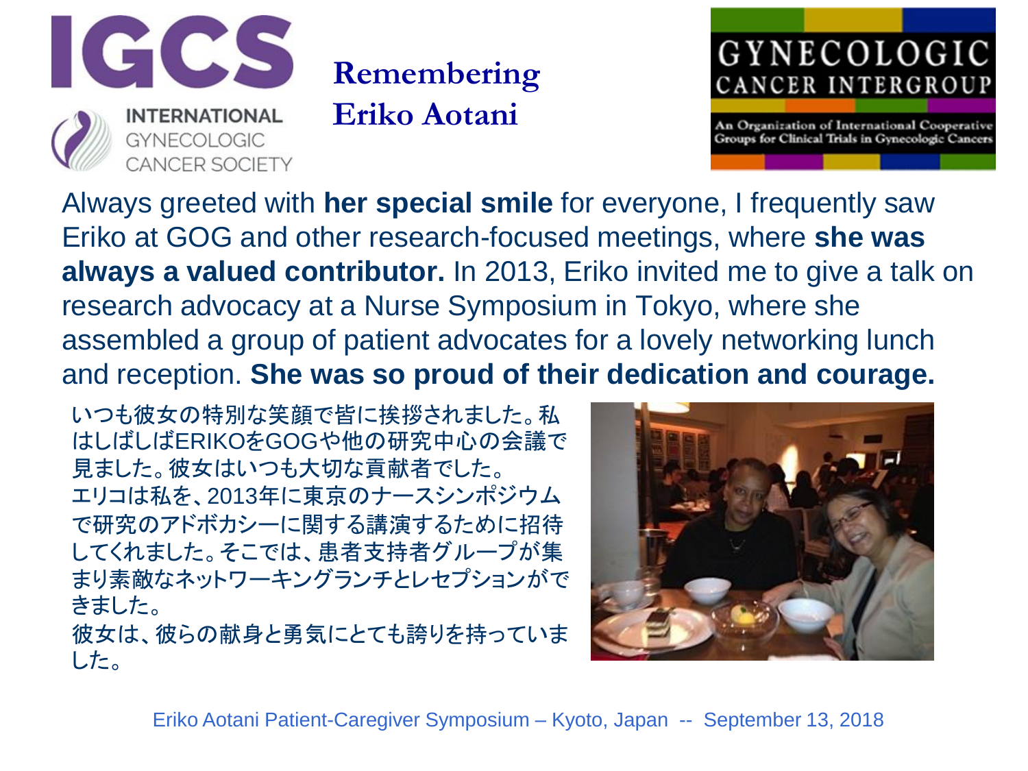IGCS

INTERNATIONAL GYNECOLOGIC CANCER SOCIETY

# Remembering Eriko Aotani

GYNECOLOGIC CANCER INTERGROUP

An Organization of International Cooperative Groups for Clinical Trials in Gynecologic Cancers

Always greeted with **her special smile** for everyone, I frequently saw Eriko at GOG and other research-focused meetings, where **she was always a valued contributor.** In 2013, Eriko invited me to give a talk on research advocacy at a Nurse Symposium in Tokyo, where she assembled a group of patient advocates for a lovely networking lunch and reception. **She was so proud of their dedication and courage.**

いつも彼女の特別な笑顔で皆に挨拶されました。私はしばしばERIKOをGOGや他の研究中心の会議で見ました。彼女はいつも大切な貢献者でした。
エリコは私を、2013年に東京のナースシンポジウムで研究のアドボカシーに関する講演するために招待してくれました。そこでは、患者支持者グループが集まり素敵なネットワーキングランチとレセプションができました。
彼女は、彼らの献身と勇気にとても誇りを持っていました。

Eriko Aotani Patient-Caregiver Symposium – Kyoto, Japan -- September 13, 2018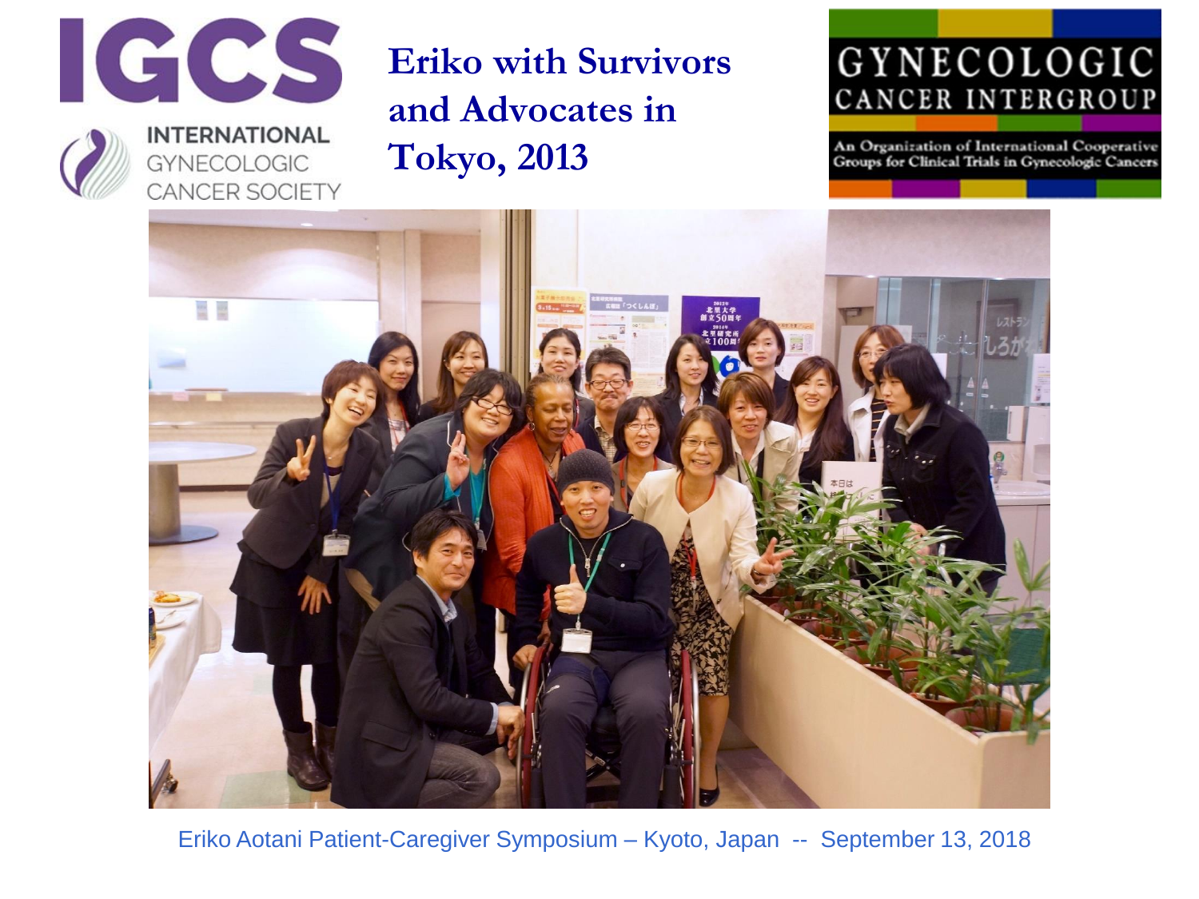# Eriko with Survivors and Advocates in Tokyo, 2013

Eriko Aotani Patient-Caregiver Symposium – Kyoto, Japan -- September 13, 2018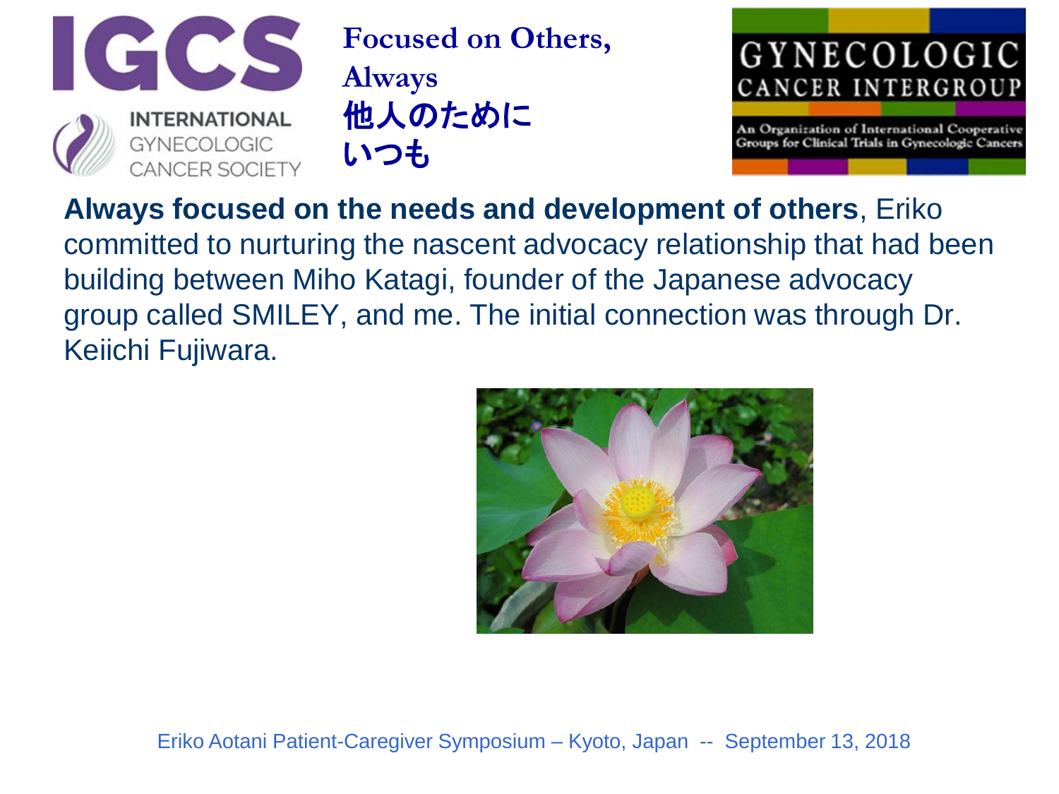**Focused on Others, Always**
**他人のために いつも**

**Always focused on the needs and development of others**, Eriko committed to nurturing the nascent advocacy relationship that had been building between Miho Katagi, founder of the Japanese advocacy group called SMILEY, and me. The initial connection was through Dr. Keiichi Fujiwara.

Eriko Aotani Patient-Caregiver Symposium – Kyoto, Japan -- September 13, 2018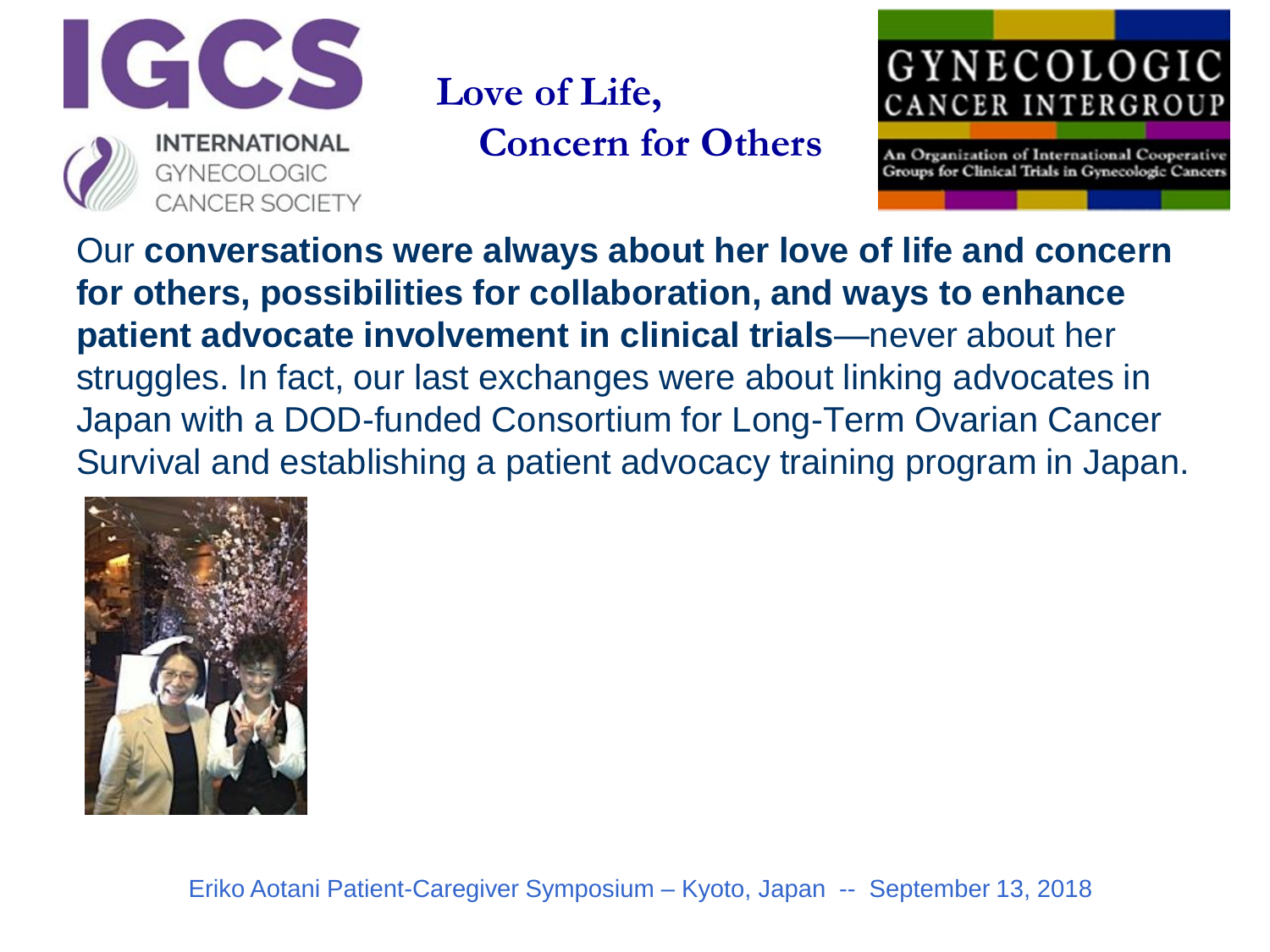## Love of Life, Concern for Others

Our **conversations were always about her love of life and concern for others, possibilities for collaboration, and ways to enhance patient advocate involvement in clinical trials**—never about her struggles. In fact, our last exchanges were about linking advocates in Japan with a DOD-funded Consortium for Long-Term Ovarian Cancer Survival and establishing a patient advocacy training program in Japan.

Eriko Aotani Patient-Caregiver Symposium – Kyoto, Japan -- September 13, 2018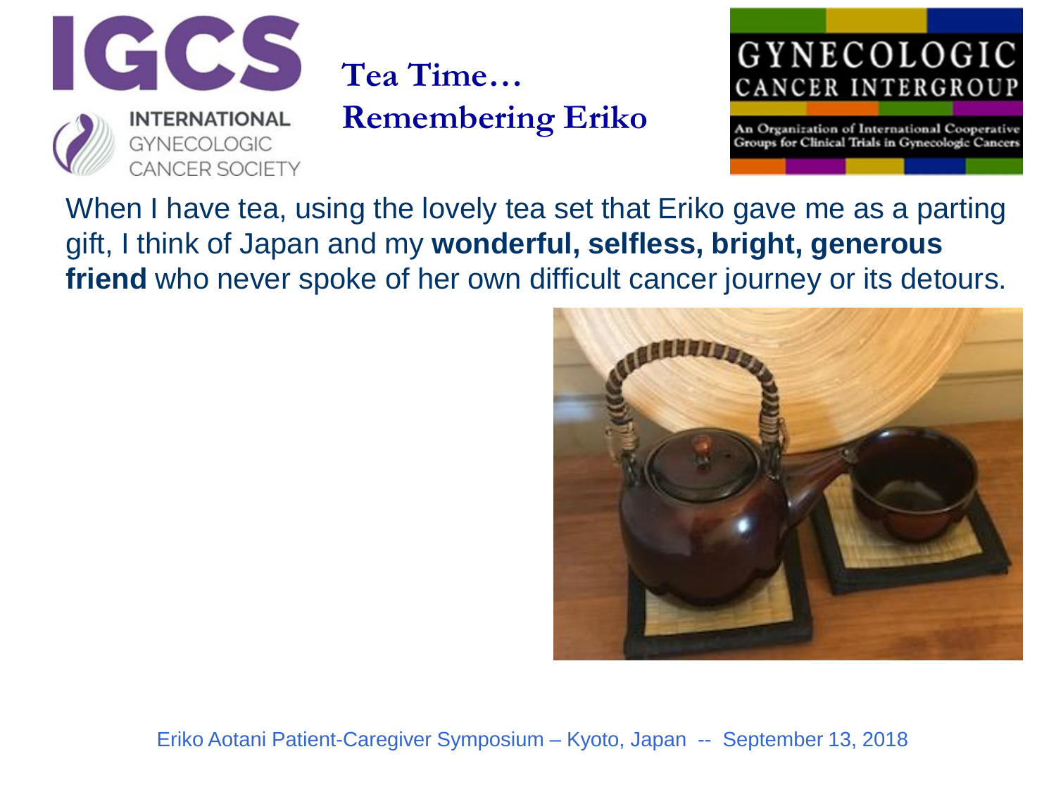# Tea Time… Remembering Eriko

When I have tea, using the lovely tea set that Eriko gave me as a parting gift, I think of Japan and my **wonderful, selfless, bright, generous friend** who never spoke of her own difficult cancer journey or its detours.

Eriko Aotani Patient-Caregiver Symposium – Kyoto, Japan -- September 13, 2018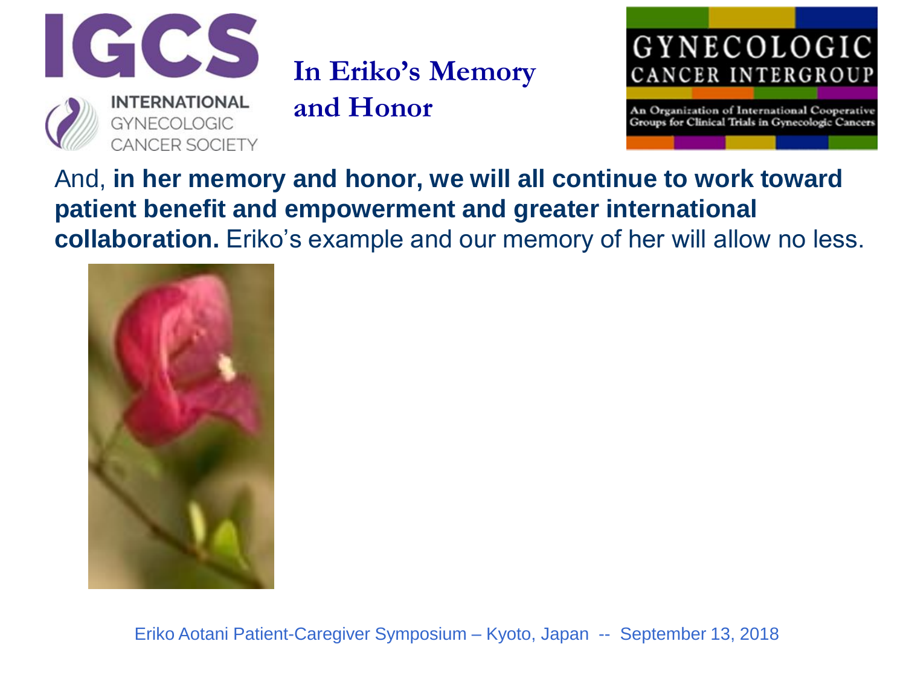# In Eriko's Memory and Honor

And, **in her memory and honor, we will all continue to work toward patient benefit and empowerment and greater international collaboration.** Eriko's example and our memory of her will allow no less.

Eriko Aotani Patient-Caregiver Symposium – Kyoto, Japan -- September 13, 2018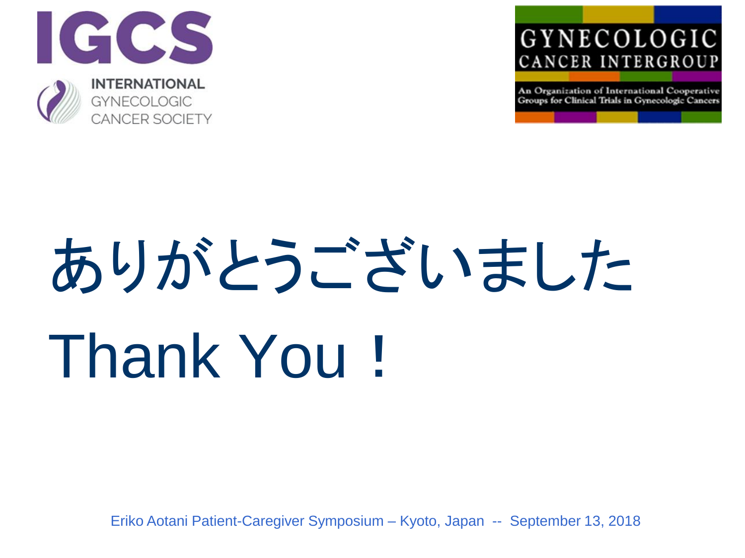IGCS

INTERNATIONAL
GYNECOLOGIC
CANCER SOCIETY

GYNECOLOGIC
CANCER INTERGROUP

An Organization of International Cooperative Groups for Clinical Trials in Gynecologic Cancers

# ありがとうございました

# Thank You！

Eriko Aotani Patient-Caregiver Symposium – Kyoto, Japan -- September 13, 2018